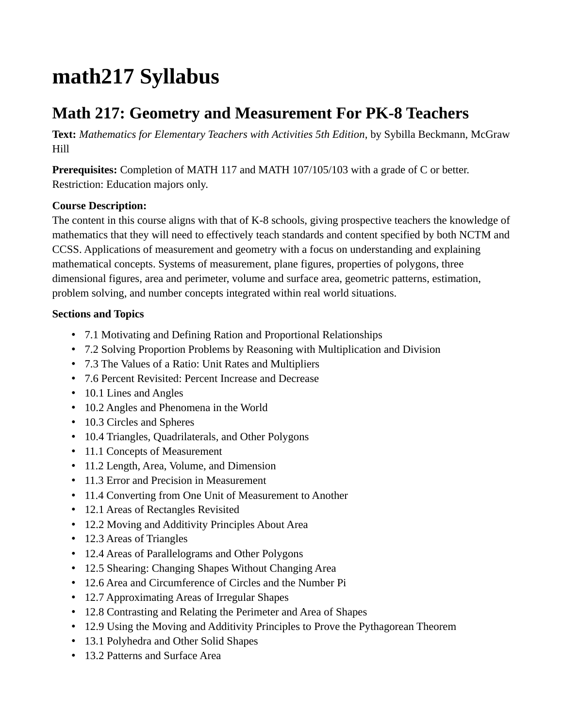# math217 Syllabus

## Math 217: Geometry and Measurement For PK-8 Teachers

**Text:** *Mathematics for Elementary Teachers with Activities 5th Edition*, by Sybilla Beckmann, McGraw Hill

**Prerequisites:** Completion of MATH 117 and MATH 107/105/103 with a grade of C or better. Restriction: Education majors only.

**Course Description:**
The content in this course aligns with that of K-8 schools, giving prospective teachers the knowledge of mathematics that they will need to effectively teach standards and content specified by both NCTM and CCSS. Applications of measurement and geometry with a focus on understanding and explaining mathematical concepts. Systems of measurement, plane figures, properties of polygons, three dimensional figures, area and perimeter, volume and surface area, geometric patterns, estimation, problem solving, and number concepts integrated within real world situations.

**Sections and Topics**

- 7.1 Motivating and Defining Ration and Proportional Relationships
- 7.2 Solving Proportion Problems by Reasoning with Multiplication and Division
- 7.3 The Values of a Ratio: Unit Rates and Multipliers
- 7.6 Percent Revisited: Percent Increase and Decrease
- 10.1 Lines and Angles
- 10.2 Angles and Phenomena in the World
- 10.3 Circles and Spheres
- 10.4 Triangles, Quadrilaterals, and Other Polygons
- 11.1 Concepts of Measurement
- 11.2 Length, Area, Volume, and Dimension
- 11.3 Error and Precision in Measurement
- 11.4 Converting from One Unit of Measurement to Another
- 12.1 Areas of Rectangles Revisited
- 12.2 Moving and Additivity Principles About Area
- 12.3 Areas of Triangles
- 12.4 Areas of Parallelograms and Other Polygons
- 12.5 Shearing: Changing Shapes Without Changing Area
- 12.6 Area and Circumference of Circles and the Number Pi
- 12.7 Approximating Areas of Irregular Shapes
- 12.8 Contrasting and Relating the Perimeter and Area of Shapes
- 12.9 Using the Moving and Additivity Principles to Prove the Pythagorean Theorem
- 13.1 Polyhedra and Other Solid Shapes
- 13.2 Patterns and Surface Area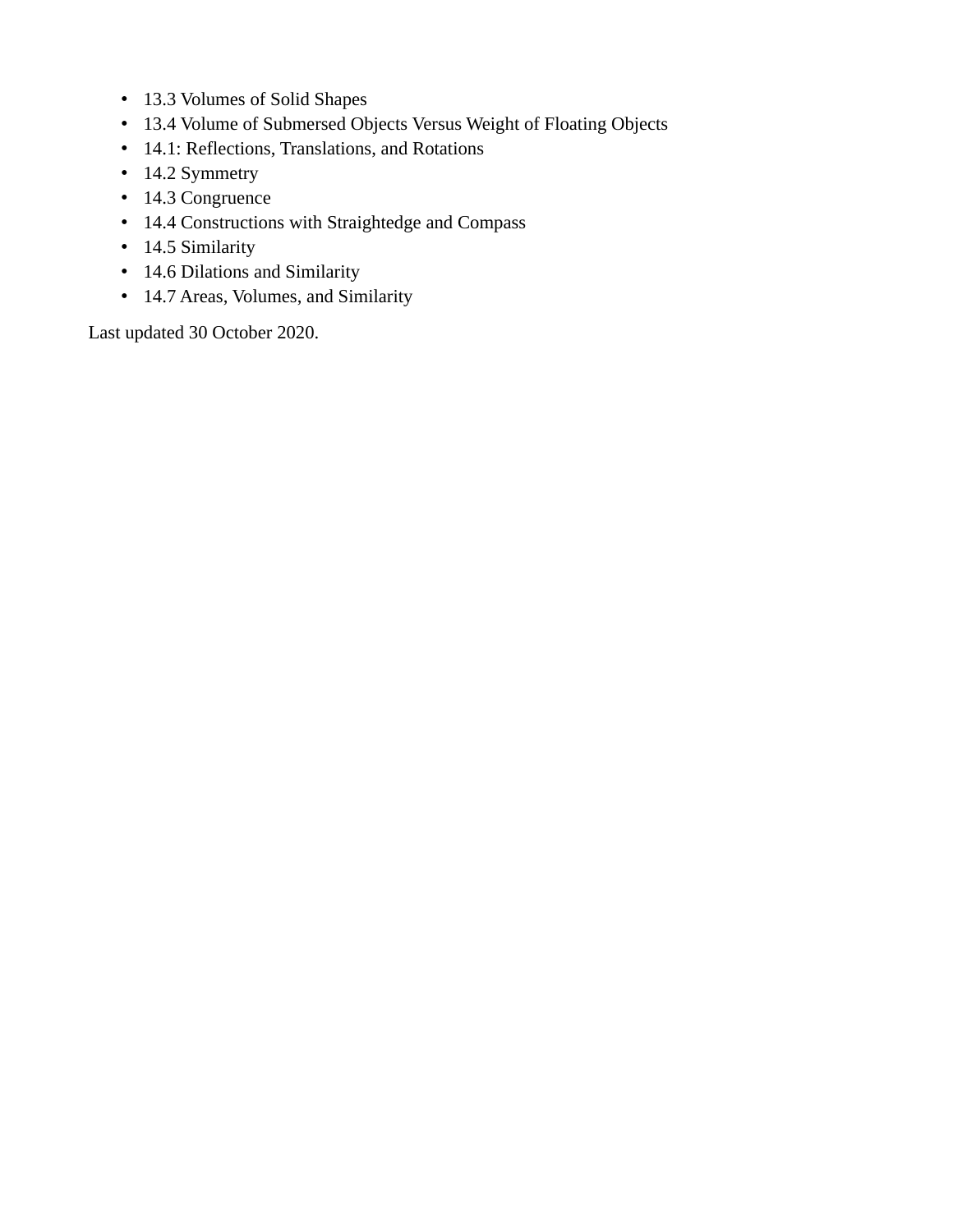- 13.3 Volumes of Solid Shapes
- 13.4 Volume of Submersed Objects Versus Weight of Floating Objects
- 14.1: Reflections, Translations, and Rotations
- 14.2 Symmetry
- 14.3 Congruence
- 14.4 Constructions with Straightedge and Compass
- 14.5 Similarity
- 14.6 Dilations and Similarity
- 14.7 Areas, Volumes, and Similarity

Last updated 30 October 2020.